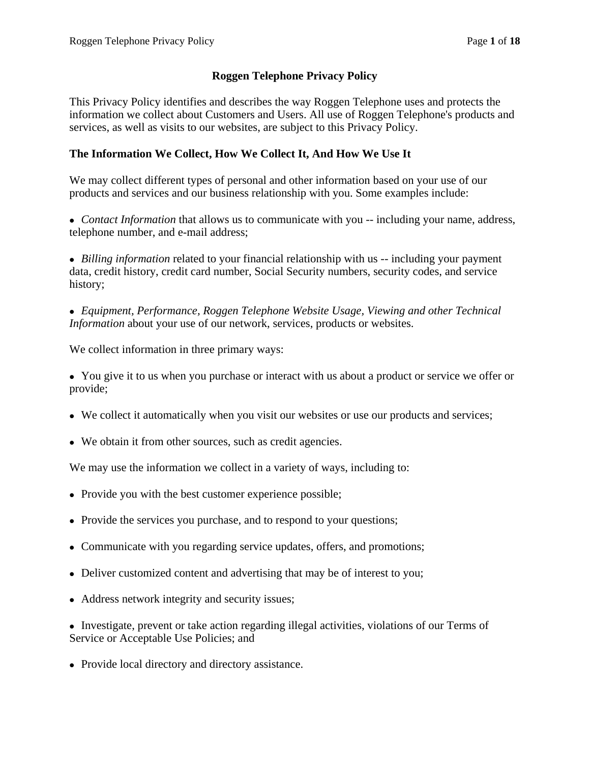# Roggen Telephone Privacy Policy

This Privacy Policy identifies and describes the way Roggen Telephone uses and protects the information we collect about Customers and Users. All use of Roggen Telephone's products and services, as well as visits to our websites, are subject to this Privacy Policy.

## The Information We Collect, How We Collect It, And How We Use It

We may collect different types of personal and other information based on your use of our products and services and our business relationship with you. Some examples include:

- *Contact Information* that allows us to communicate with you -- including your name, address, telephone number, and e-mail address;
- *Billing information* related to your financial relationship with us -- including your payment data, credit history, credit card number, Social Security numbers, security codes, and service history;
- *Equipment, Performance, Roggen Telephone Website Usage, Viewing and other Technical Information* about your use of our network, services, products or websites.

We collect information in three primary ways:

- You give it to us when you purchase or interact with us about a product or service we offer or provide;
- We collect it automatically when you visit our websites or use our products and services;
- We obtain it from other sources, such as credit agencies.

We may use the information we collect in a variety of ways, including to:

- Provide you with the best customer experience possible;
- Provide the services you purchase, and to respond to your questions;
- Communicate with you regarding service updates, offers, and promotions;
- Deliver customized content and advertising that may be of interest to you;
- Address network integrity and security issues;
- Investigate, prevent or take action regarding illegal activities, violations of our Terms of Service or Acceptable Use Policies; and
- Provide local directory and directory assistance.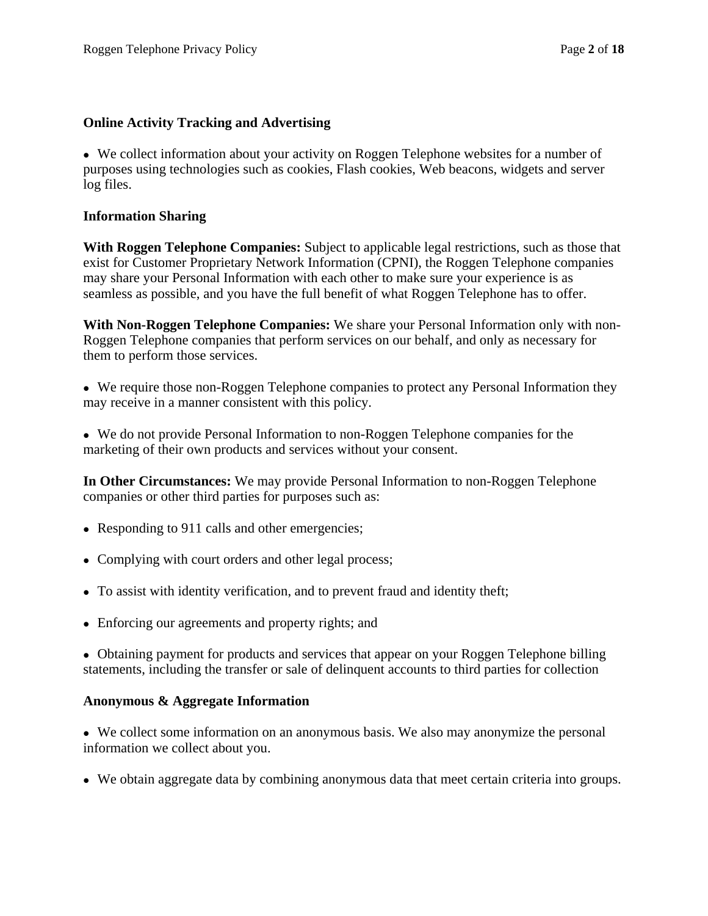**Online Activity Tracking and Advertising**

- We collect information about your activity on Roggen Telephone websites for a number of purposes using technologies such as cookies, Flash cookies, Web beacons, widgets and server log files.

**Information Sharing**

**With Roggen Telephone Companies:** Subject to applicable legal restrictions, such as those that exist for Customer Proprietary Network Information (CPNI), the Roggen Telephone companies may share your Personal Information with each other to make sure your experience is as seamless as possible, and you have the full benefit of what Roggen Telephone has to offer.

**With Non-Roggen Telephone Companies:** We share your Personal Information only with non-Roggen Telephone companies that perform services on our behalf, and only as necessary for them to perform those services.

- We require those non-Roggen Telephone companies to protect any Personal Information they may receive in a manner consistent with this policy.

- We do not provide Personal Information to non-Roggen Telephone companies for the marketing of their own products and services without your consent.

**In Other Circumstances:** We may provide Personal Information to non-Roggen Telephone companies or other third parties for purposes such as:

- Responding to 911 calls and other emergencies;
- Complying with court orders and other legal process;
- To assist with identity verification, and to prevent fraud and identity theft;
- Enforcing our agreements and property rights; and
- Obtaining payment for products and services that appear on your Roggen Telephone billing statements, including the transfer or sale of delinquent accounts to third parties for collection

**Anonymous & Aggregate Information**

- We collect some information on an anonymous basis. We also may anonymize the personal information we collect about you.

- We obtain aggregate data by combining anonymous data that meet certain criteria into groups.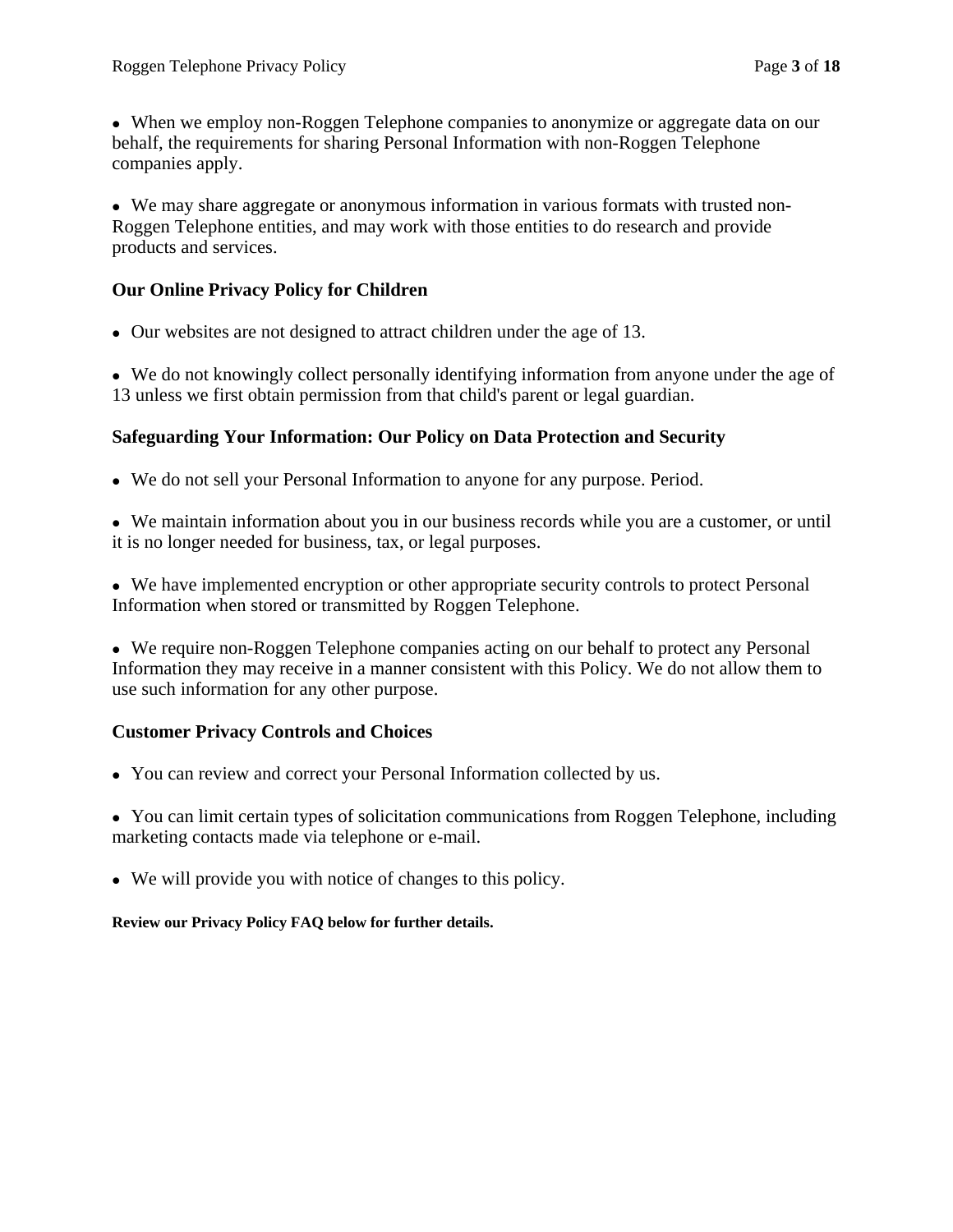- When we employ non-Roggen Telephone companies to anonymize or aggregate data on our behalf, the requirements for sharing Personal Information with non-Roggen Telephone companies apply.

- We may share aggregate or anonymous information in various formats with trusted non-Roggen Telephone entities, and may work with those entities to do research and provide products and services.

**Our Online Privacy Policy for Children**

- Our websites are not designed to attract children under the age of 13.

- We do not knowingly collect personally identifying information from anyone under the age of 13 unless we first obtain permission from that child's parent or legal guardian.

**Safeguarding Your Information: Our Policy on Data Protection and Security**

- We do not sell your Personal Information to anyone for any purpose. Period.

- We maintain information about you in our business records while you are a customer, or until it is no longer needed for business, tax, or legal purposes.

- We have implemented encryption or other appropriate security controls to protect Personal Information when stored or transmitted by Roggen Telephone.

- We require non-Roggen Telephone companies acting on our behalf to protect any Personal Information they may receive in a manner consistent with this Policy. We do not allow them to use such information for any other purpose.

**Customer Privacy Controls and Choices**

- You can review and correct your Personal Information collected by us.

- You can limit certain types of solicitation communications from Roggen Telephone, including marketing contacts made via telephone or e-mail.

- We will provide you with notice of changes to this policy.

**Review our Privacy Policy FAQ below for further details.**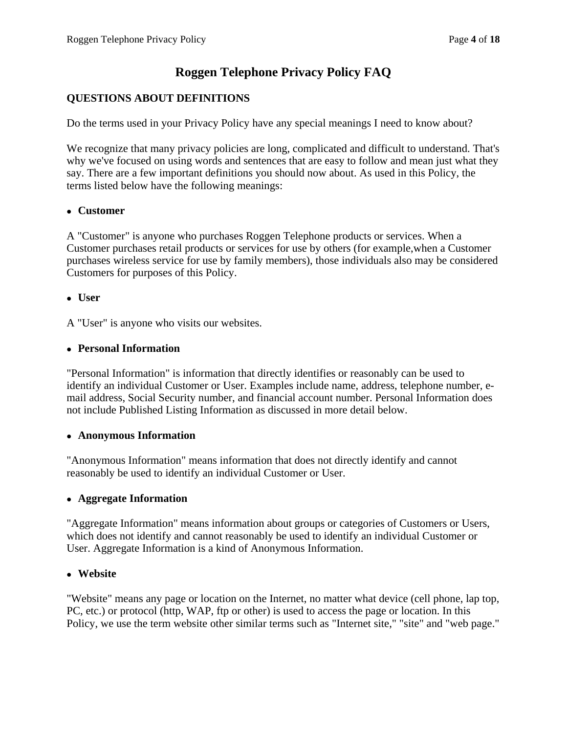# Roggen Telephone Privacy Policy FAQ

## QUESTIONS ABOUT DEFINITIONS

Do the terms used in your Privacy Policy have any special meanings I need to know about?

We recognize that many privacy policies are long, complicated and difficult to understand. That's why we've focused on using words and sentences that are easy to follow and mean just what they say. There are a few important definitions you should now about. As used in this Policy, the terms listed below have the following meanings:

- **Customer**

A "Customer" is anyone who purchases Roggen Telephone products or services. When a Customer purchases retail products or services for use by others (for example,when a Customer purchases wireless service for use by family members), those individuals also may be considered Customers for purposes of this Policy.

- **User**

A "User" is anyone who visits our websites.

- **Personal Information**

"Personal Information" is information that directly identifies or reasonably can be used to identify an individual Customer or User. Examples include name, address, telephone number, e-mail address, Social Security number, and financial account number. Personal Information does not include Published Listing Information as discussed in more detail below.

- **Anonymous Information**

"Anonymous Information" means information that does not directly identify and cannot reasonably be used to identify an individual Customer or User.

- **Aggregate Information**

"Aggregate Information" means information about groups or categories of Customers or Users, which does not identify and cannot reasonably be used to identify an individual Customer or User. Aggregate Information is a kind of Anonymous Information.

- **Website**

"Website" means any page or location on the Internet, no matter what device (cell phone, lap top, PC, etc.) or protocol (http, WAP, ftp or other) is used to access the page or location. In this Policy, we use the term website other similar terms such as "Internet site," "site" and "web page."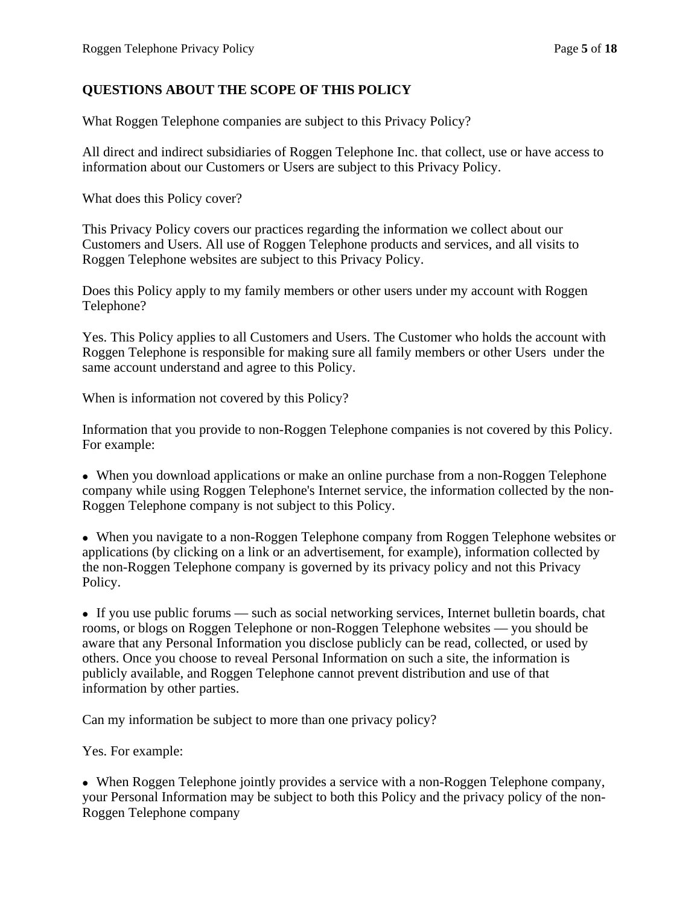## QUESTIONS ABOUT THE SCOPE OF THIS POLICY

What Roggen Telephone companies are subject to this Privacy Policy?

All direct and indirect subsidiaries of Roggen Telephone Inc. that collect, use or have access to information about our Customers or Users are subject to this Privacy Policy.

What does this Policy cover?

This Privacy Policy covers our practices regarding the information we collect about our Customers and Users. All use of Roggen Telephone products and services, and all visits to Roggen Telephone websites are subject to this Privacy Policy.

Does this Policy apply to my family members or other users under my account with Roggen Telephone?

Yes. This Policy applies to all Customers and Users. The Customer who holds the account with Roggen Telephone is responsible for making sure all family members or other Users under the same account understand and agree to this Policy.

When is information not covered by this Policy?

Information that you provide to non-Roggen Telephone companies is not covered by this Policy. For example:

- When you download applications or make an online purchase from a non-Roggen Telephone company while using Roggen Telephone's Internet service, the information collected by the non-Roggen Telephone company is not subject to this Policy.

- When you navigate to a non-Roggen Telephone company from Roggen Telephone websites or applications (by clicking on a link or an advertisement, for example), information collected by the non-Roggen Telephone company is governed by its privacy policy and not this Privacy Policy.

- If you use public forums — such as social networking services, Internet bulletin boards, chat rooms, or blogs on Roggen Telephone or non-Roggen Telephone websites — you should be aware that any Personal Information you disclose publicly can be read, collected, or used by others. Once you choose to reveal Personal Information on such a site, the information is publicly available, and Roggen Telephone cannot prevent distribution and use of that information by other parties.

Can my information be subject to more than one privacy policy?

Yes. For example:

- When Roggen Telephone jointly provides a service with a non-Roggen Telephone company, your Personal Information may be subject to both this Policy and the privacy policy of the non-Roggen Telephone company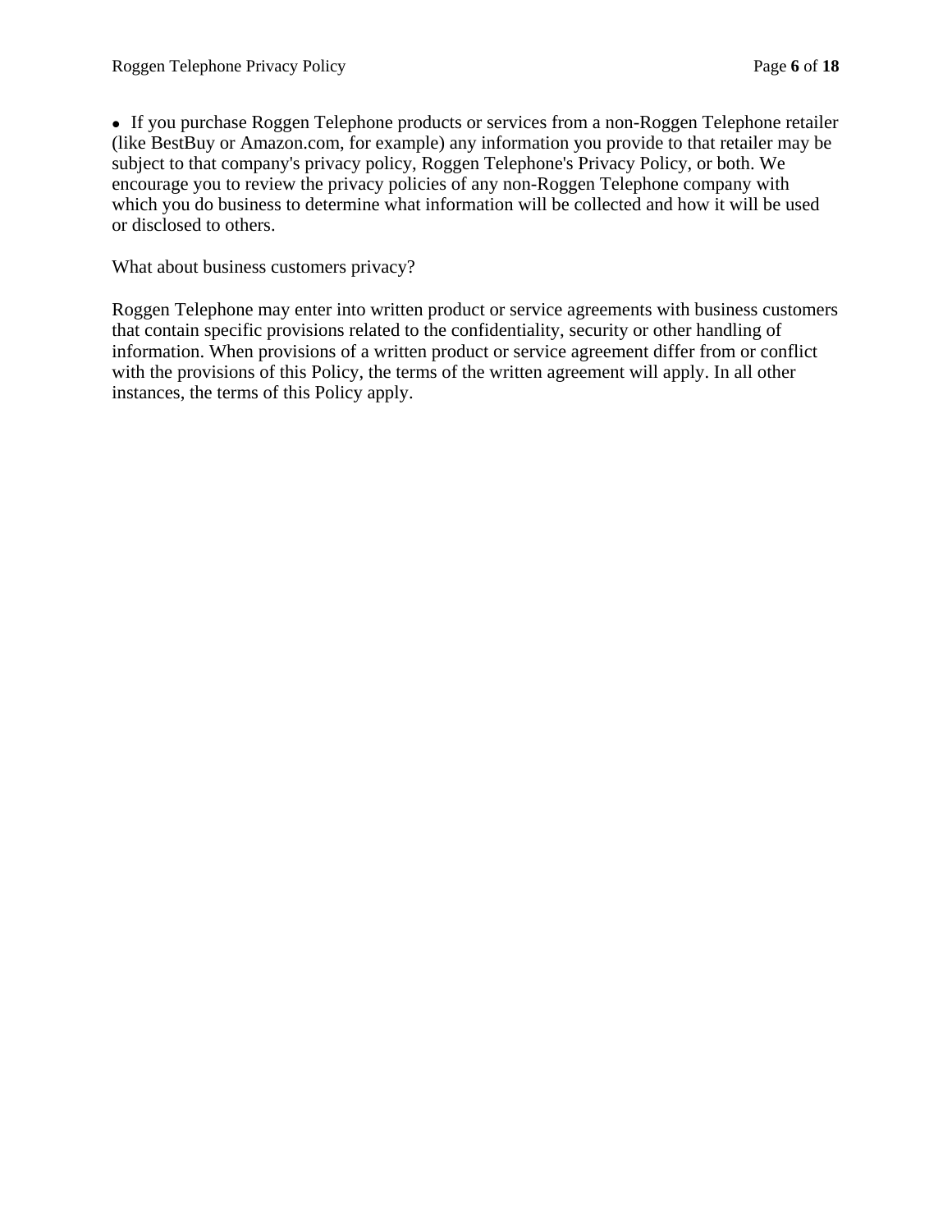- If you purchase Roggen Telephone products or services from a non-Roggen Telephone retailer (like BestBuy or Amazon.com, for example) any information you provide to that retailer may be subject to that company's privacy policy, Roggen Telephone's Privacy Policy, or both. We encourage you to review the privacy policies of any non-Roggen Telephone company with which you do business to determine what information will be collected and how it will be used or disclosed to others.

What about business customers privacy?

Roggen Telephone may enter into written product or service agreements with business customers that contain specific provisions related to the confidentiality, security or other handling of information. When provisions of a written product or service agreement differ from or conflict with the provisions of this Policy, the terms of the written agreement will apply. In all other instances, the terms of this Policy apply.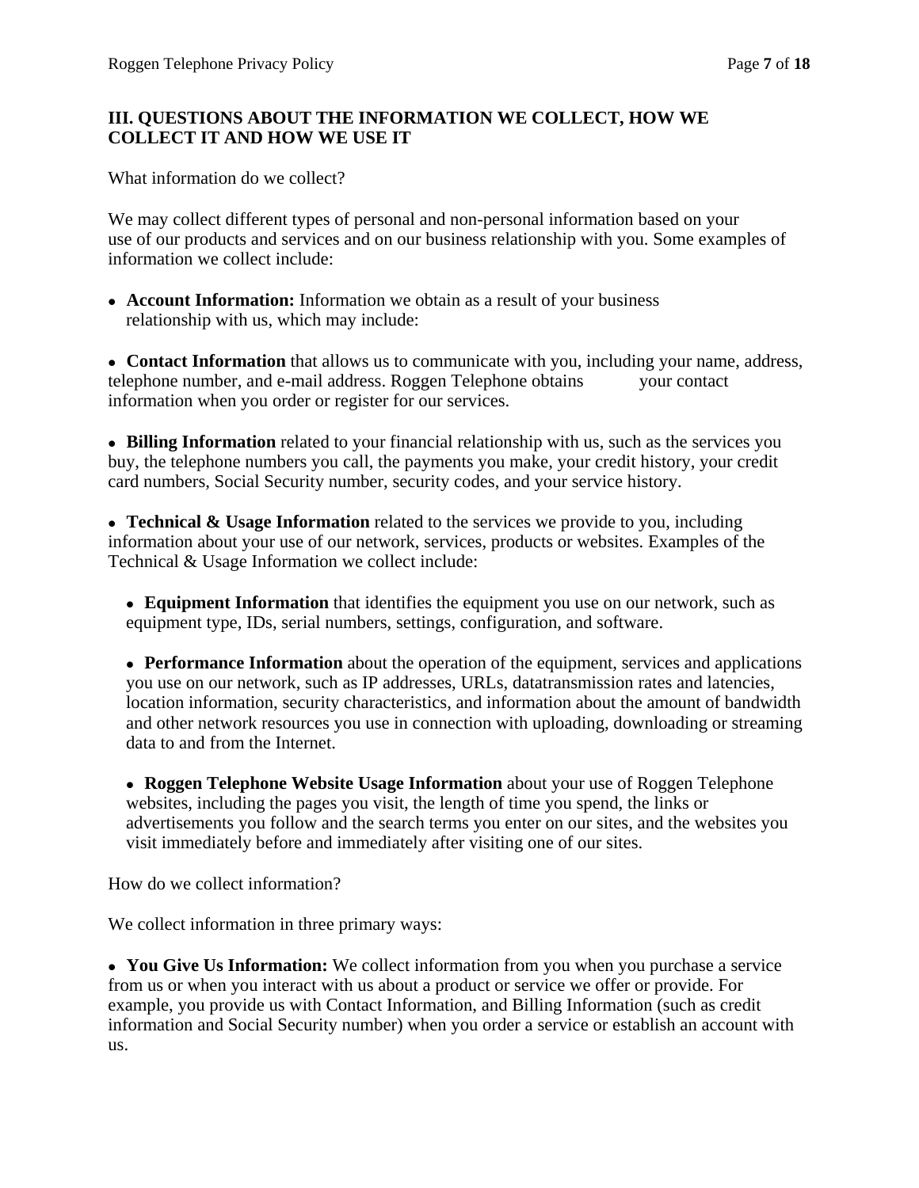## III. QUESTIONS ABOUT THE INFORMATION WE COLLECT, HOW WE COLLECT IT AND HOW WE USE IT

What information do we collect?

We may collect different types of personal and non-personal information based on your use of our products and services and on our business relationship with you. Some examples of information we collect include:

- **Account Information:** Information we obtain as a result of your business relationship with us, which may include:

- **Contact Information** that allows us to communicate with you, including your name, address, telephone number, and e-mail address. Roggen Telephone obtains your contact information when you order or register for our services.

- **Billing Information** related to your financial relationship with us, such as the services you buy, the telephone numbers you call, the payments you make, your credit history, your credit card numbers, Social Security number, security codes, and your service history.

- **Technical & Usage Information** related to the services we provide to you, including information about your use of our network, services, products or websites. Examples of the Technical & Usage Information we collect include:

  - **Equipment Information** that identifies the equipment you use on our network, such as equipment type, IDs, serial numbers, settings, configuration, and software.

  - **Performance Information** about the operation of the equipment, services and applications you use on our network, such as IP addresses, URLs, datatransmission rates and latencies, location information, security characteristics, and information about the amount of bandwidth and other network resources you use in connection with uploading, downloading or streaming data to and from the Internet.

  - **Roggen Telephone Website Usage Information** about your use of Roggen Telephone websites, including the pages you visit, the length of time you spend, the links or advertisements you follow and the search terms you enter on our sites, and the websites you visit immediately before and immediately after visiting one of our sites.

How do we collect information?

We collect information in three primary ways:

- **You Give Us Information:** We collect information from you when you purchase a service from us or when you interact with us about a product or service we offer or provide. For example, you provide us with Contact Information, and Billing Information (such as credit information and Social Security number) when you order a service or establish an account with us.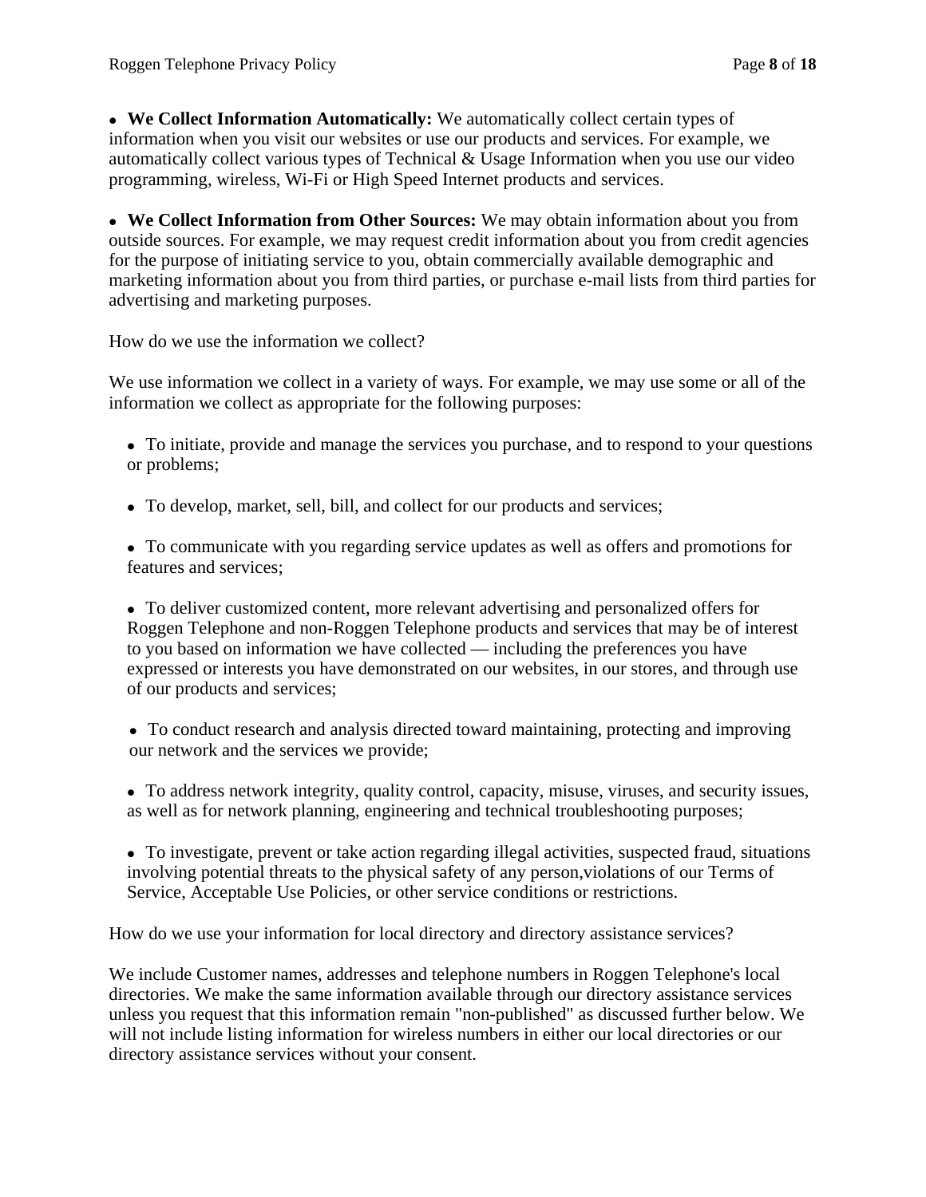- **We Collect Information Automatically:** We automatically collect certain types of information when you visit our websites or use our products and services. For example, we automatically collect various types of Technical & Usage Information when you use our video programming, wireless, Wi-Fi or High Speed Internet products and services.

- **We Collect Information from Other Sources:** We may obtain information about you from outside sources. For example, we may request credit information about you from credit agencies for the purpose of initiating service to you, obtain commercially available demographic and marketing information about you from third parties, or purchase e-mail lists from third parties for advertising and marketing purposes.

How do we use the information we collect?

We use information we collect in a variety of ways. For example, we may use some or all of the information we collect as appropriate for the following purposes:

- To initiate, provide and manage the services you purchase, and to respond to your questions or problems;
- To develop, market, sell, bill, and collect for our products and services;
- To communicate with you regarding service updates as well as offers and promotions for features and services;
- To deliver customized content, more relevant advertising and personalized offers for Roggen Telephone and non-Roggen Telephone products and services that may be of interest to you based on information we have collected — including the preferences you have expressed or interests you have demonstrated on our websites, in our stores, and through use of our products and services;
- To conduct research and analysis directed toward maintaining, protecting and improving our network and the services we provide;
- To address network integrity, quality control, capacity, misuse, viruses, and security issues, as well as for network planning, engineering and technical troubleshooting purposes;
- To investigate, prevent or take action regarding illegal activities, suspected fraud, situations involving potential threats to the physical safety of any person,violations of our Terms of Service, Acceptable Use Policies, or other service conditions or restrictions.

How do we use your information for local directory and directory assistance services?

We include Customer names, addresses and telephone numbers in Roggen Telephone's local directories. We make the same information available through our directory assistance services unless you request that this information remain "non-published" as discussed further below. We will not include listing information for wireless numbers in either our local directories or our directory assistance services without your consent.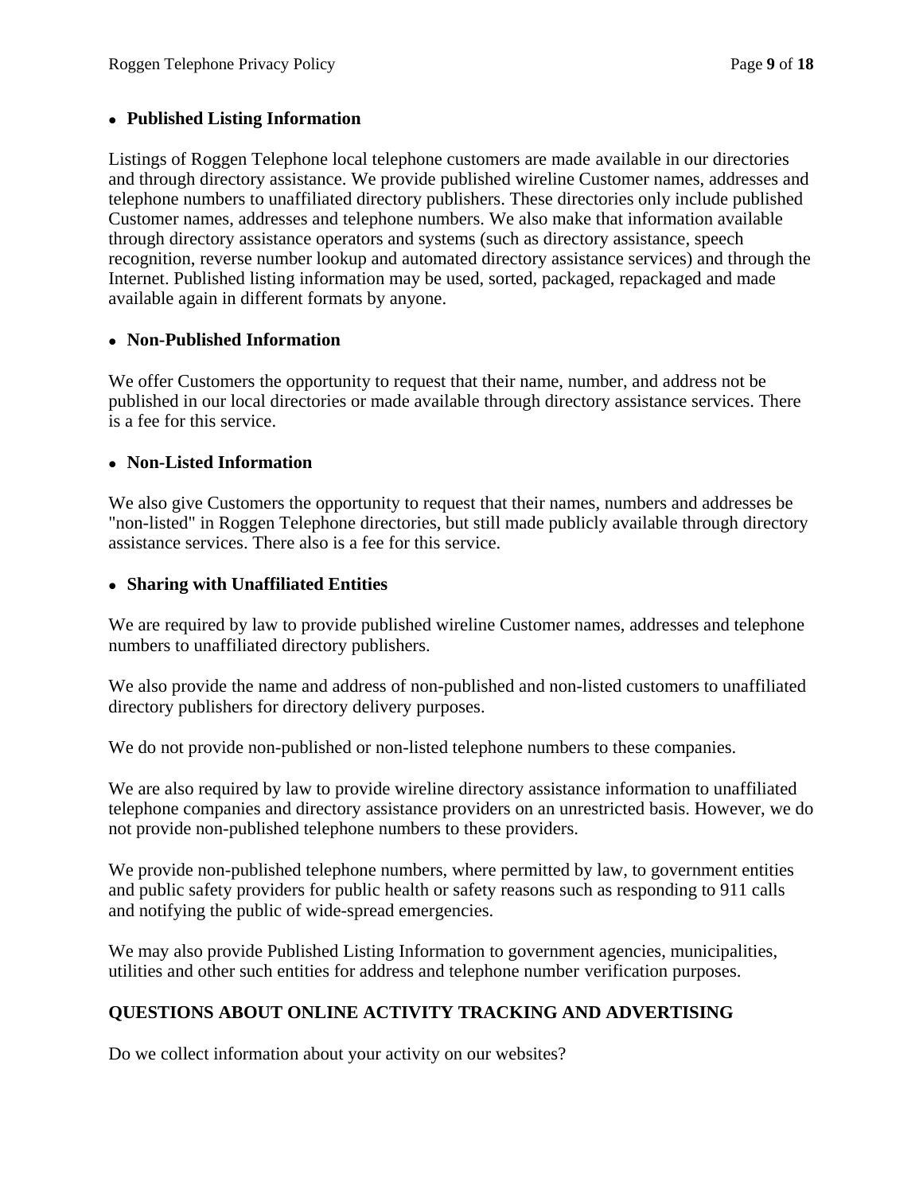- **Published Listing Information**

Listings of Roggen Telephone local telephone customers are made available in our directories and through directory assistance. We provide published wireline Customer names, addresses and telephone numbers to unaffiliated directory publishers. These directories only include published Customer names, addresses and telephone numbers. We also make that information available through directory assistance operators and systems (such as directory assistance, speech recognition, reverse number lookup and automated directory assistance services) and through the Internet. Published listing information may be used, sorted, packaged, repackaged and made available again in different formats by anyone.

- **Non-Published Information**

We offer Customers the opportunity to request that their name, number, and address not be published in our local directories or made available through directory assistance services. There is a fee for this service.

- **Non-Listed Information**

We also give Customers the opportunity to request that their names, numbers and addresses be "non-listed" in Roggen Telephone directories, but still made publicly available through directory assistance services. There also is a fee for this service.

- **Sharing with Unaffiliated Entities**

We are required by law to provide published wireline Customer names, addresses and telephone numbers to unaffiliated directory publishers.

We also provide the name and address of non-published and non-listed customers to unaffiliated directory publishers for directory delivery purposes.

We do not provide non-published or non-listed telephone numbers to these companies.

We are also required by law to provide wireline directory assistance information to unaffiliated telephone companies and directory assistance providers on an unrestricted basis. However, we do not provide non-published telephone numbers to these providers.

We provide non-published telephone numbers, where permitted by law, to government entities and public safety providers for public health or safety reasons such as responding to 911 calls and notifying the public of wide-spread emergencies.

We may also provide Published Listing Information to government agencies, municipalities, utilities and other such entities for address and telephone number verification purposes.

## QUESTIONS ABOUT ONLINE ACTIVITY TRACKING AND ADVERTISING

Do we collect information about your activity on our websites?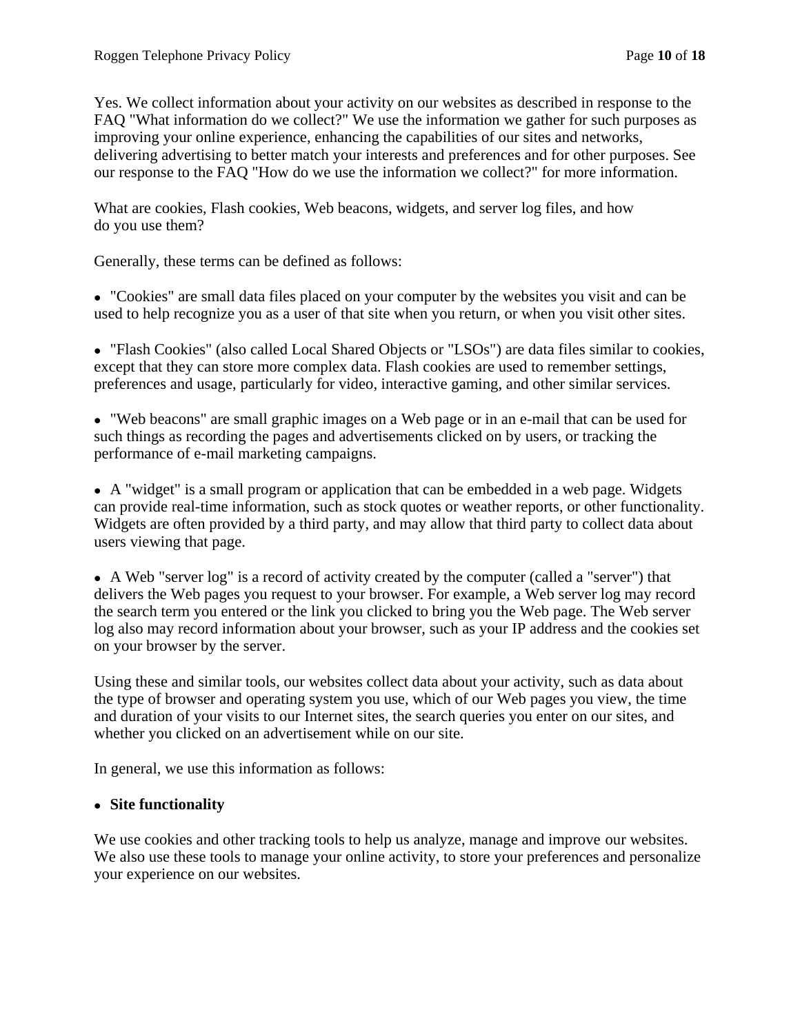Yes. We collect information about your activity on our websites as described in response to the FAQ "What information do we collect?" We use the information we gather for such purposes as improving your online experience, enhancing the capabilities of our sites and networks, delivering advertising to better match your interests and preferences and for other purposes. See our response to the FAQ "How do we use the information we collect?" for more information.

What are cookies, Flash cookies, Web beacons, widgets, and server log files, and how do you use them?

Generally, these terms can be defined as follows:

- "Cookies" are small data files placed on your computer by the websites you visit and can be used to help recognize you as a user of that site when you return, or when you visit other sites.

- "Flash Cookies" (also called Local Shared Objects or "LSOs") are data files similar to cookies, except that they can store more complex data. Flash cookies are used to remember settings, preferences and usage, particularly for video, interactive gaming, and other similar services.

- "Web beacons" are small graphic images on a Web page or in an e-mail that can be used for such things as recording the pages and advertisements clicked on by users, or tracking the performance of e-mail marketing campaigns.

- A "widget" is a small program or application that can be embedded in a web page. Widgets can provide real-time information, such as stock quotes or weather reports, or other functionality. Widgets are often provided by a third party, and may allow that third party to collect data about users viewing that page.

- A Web "server log" is a record of activity created by the computer (called a "server") that delivers the Web pages you request to your browser. For example, a Web server log may record the search term you entered or the link you clicked to bring you the Web page. The Web server log also may record information about your browser, such as your IP address and the cookies set on your browser by the server.

Using these and similar tools, our websites collect data about your activity, such as data about the type of browser and operating system you use, which of our Web pages you view, the time and duration of your visits to our Internet sites, the search queries you enter on our sites, and whether you clicked on an advertisement while on our site.

In general, we use this information as follows:

- **Site functionality**

We use cookies and other tracking tools to help us analyze, manage and improve our websites. We also use these tools to manage your online activity, to store your preferences and personalize your experience on our websites.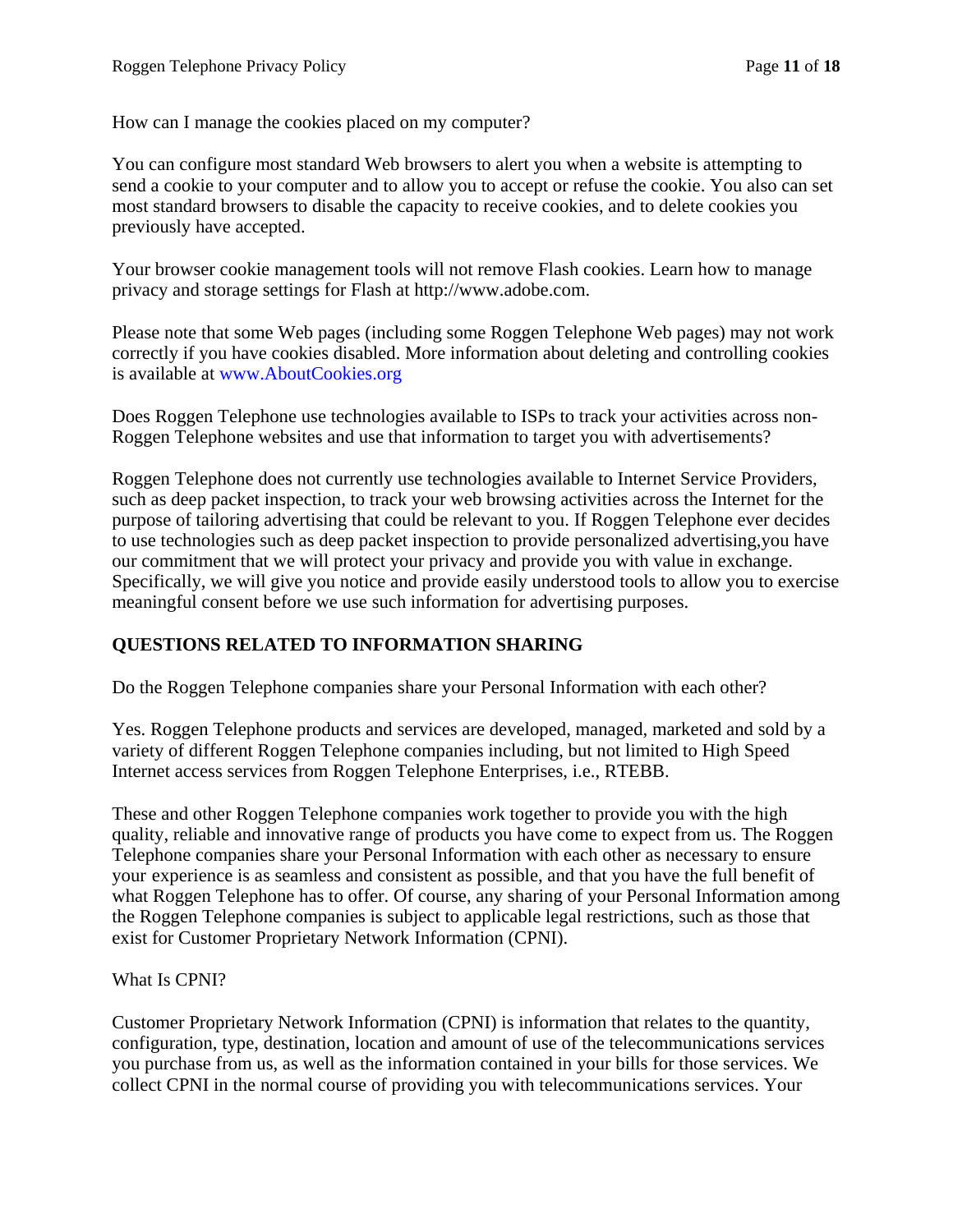How can I manage the cookies placed on my computer?

You can configure most standard Web browsers to alert you when a website is attempting to send a cookie to your computer and to allow you to accept or refuse the cookie. You also can set most standard browsers to disable the capacity to receive cookies, and to delete cookies you previously have accepted.

Your browser cookie management tools will not remove Flash cookies. Learn how to manage privacy and storage settings for Flash at http://www.adobe.com.

Please note that some Web pages (including some Roggen Telephone Web pages) may not work correctly if you have cookies disabled. More information about deleting and controlling cookies is available at www.AboutCookies.org

Does Roggen Telephone use technologies available to ISPs to track your activities across non-Roggen Telephone websites and use that information to target you with advertisements?

Roggen Telephone does not currently use technologies available to Internet Service Providers, such as deep packet inspection, to track your web browsing activities across the Internet for the purpose of tailoring advertising that could be relevant to you. If Roggen Telephone ever decides to use technologies such as deep packet inspection to provide personalized advertising,you have our commitment that we will protect your privacy and provide you with value in exchange. Specifically, we will give you notice and provide easily understood tools to allow you to exercise meaningful consent before we use such information for advertising purposes.

## QUESTIONS RELATED TO INFORMATION SHARING

Do the Roggen Telephone companies share your Personal Information with each other?

Yes. Roggen Telephone products and services are developed, managed, marketed and sold by a variety of different Roggen Telephone companies including, but not limited to High Speed Internet access services from Roggen Telephone Enterprises, i.e., RTEBB.

These and other Roggen Telephone companies work together to provide you with the high quality, reliable and innovative range of products you have come to expect from us. The Roggen Telephone companies share your Personal Information with each other as necessary to ensure your experience is as seamless and consistent as possible, and that you have the full benefit of what Roggen Telephone has to offer. Of course, any sharing of your Personal Information among the Roggen Telephone companies is subject to applicable legal restrictions, such as those that exist for Customer Proprietary Network Information (CPNI).

What Is CPNI?

Customer Proprietary Network Information (CPNI) is information that relates to the quantity, configuration, type, destination, location and amount of use of the telecommunications services you purchase from us, as well as the information contained in your bills for those services. We collect CPNI in the normal course of providing you with telecommunications services. Your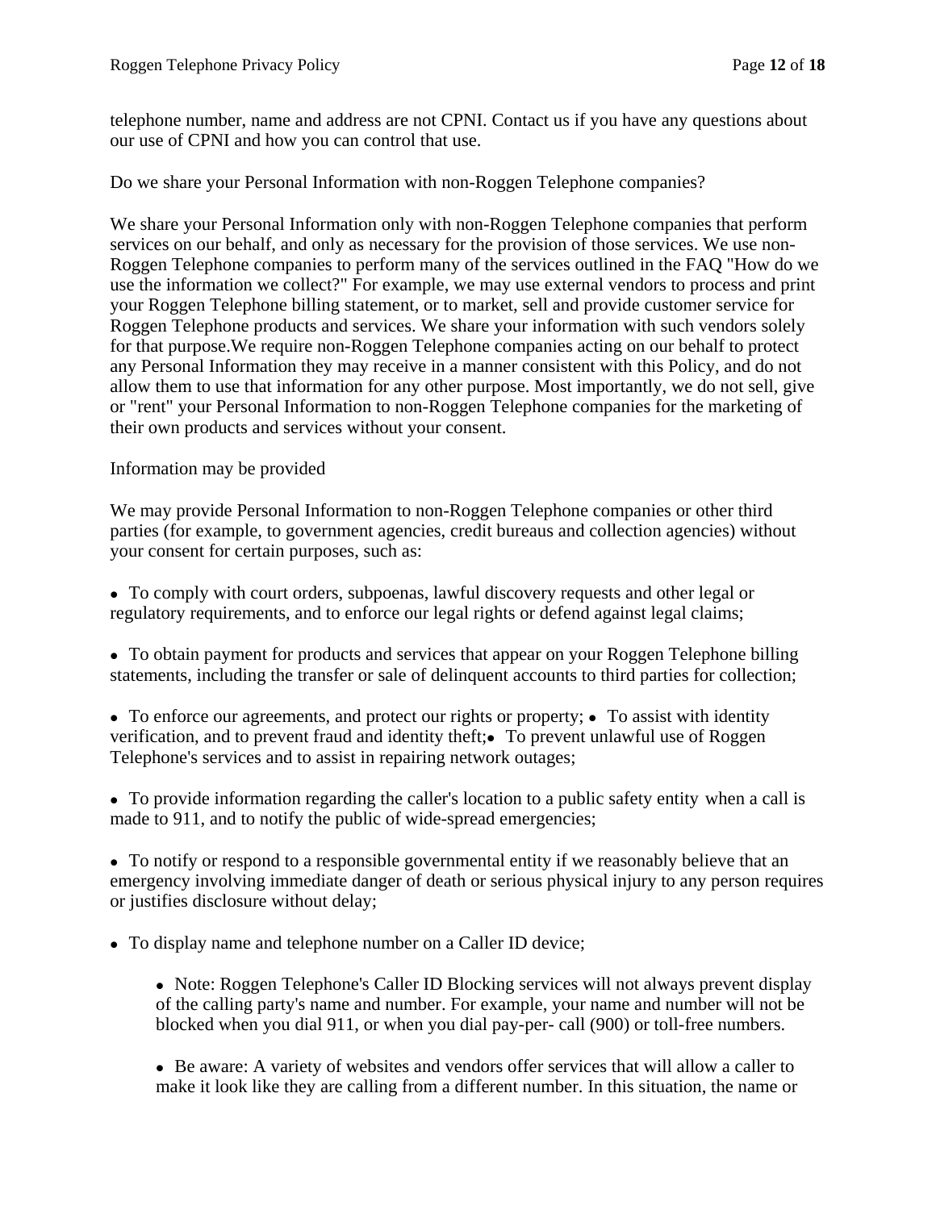telephone number, name and address are not CPNI. Contact us if you have any questions about our use of CPNI and how you can control that use.

Do we share your Personal Information with non-Roggen Telephone companies?

We share your Personal Information only with non-Roggen Telephone companies that perform services on our behalf, and only as necessary for the provision of those services. We use non-Roggen Telephone companies to perform many of the services outlined in the FAQ "How do we use the information we collect?" For example, we may use external vendors to process and print your Roggen Telephone billing statement, or to market, sell and provide customer service for Roggen Telephone products and services. We share your information with such vendors solely for that purpose.We require non-Roggen Telephone companies acting on our behalf to protect any Personal Information they may receive in a manner consistent with this Policy, and do not allow them to use that information for any other purpose. Most importantly, we do not sell, give or "rent" your Personal Information to non-Roggen Telephone companies for the marketing of their own products and services without your consent.

Information may be provided

We may provide Personal Information to non-Roggen Telephone companies or other third parties (for example, to government agencies, credit bureaus and collection agencies) without your consent for certain purposes, such as:

- To comply with court orders, subpoenas, lawful discovery requests and other legal or regulatory requirements, and to enforce our legal rights or defend against legal claims;

- To obtain payment for products and services that appear on your Roggen Telephone billing statements, including the transfer or sale of delinquent accounts to third parties for collection;

- To enforce our agreements, and protect our rights or property;
- To assist with identity verification, and to prevent fraud and identity theft;
- To prevent unlawful use of Roggen Telephone's services and to assist in repairing network outages;

- To provide information regarding the caller's location to a public safety entity when a call is made to 911, and to notify the public of wide-spread emergencies;

- To notify or respond to a responsible governmental entity if we reasonably believe that an emergency involving immediate danger of death or serious physical injury to any person requires or justifies disclosure without delay;

- To display name and telephone number on a Caller ID device;

    - Note: Roggen Telephone's Caller ID Blocking services will not always prevent display of the calling party's name and number. For example, your name and number will not be blocked when you dial 911, or when you dial pay-per- call (900) or toll-free numbers.

    - Be aware: A variety of websites and vendors offer services that will allow a caller to make it look like they are calling from a different number. In this situation, the name or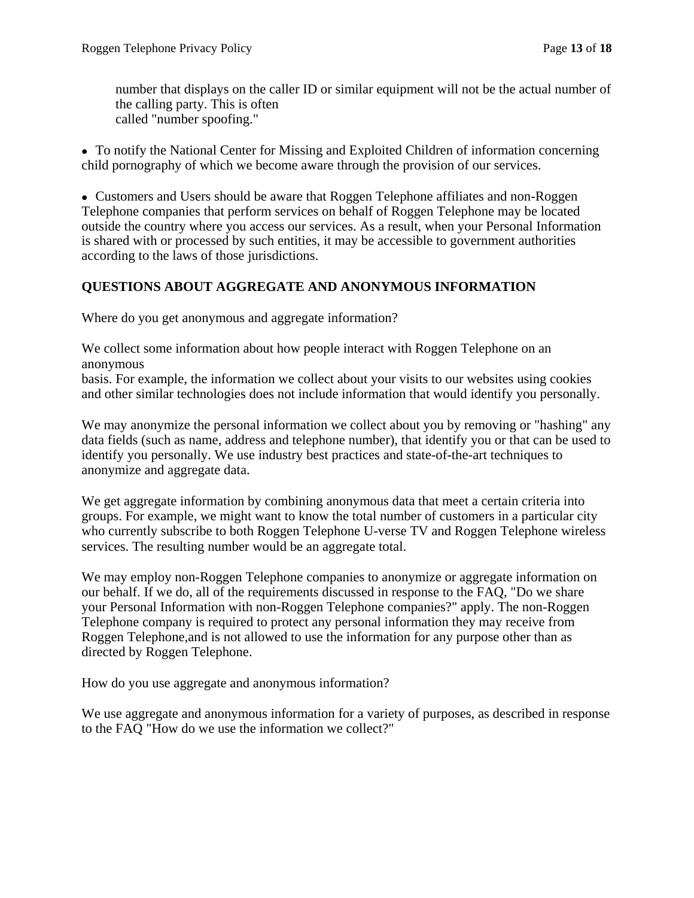number that displays on the caller ID or similar equipment will not be the actual number of the calling party. This is often called "number spoofing."

- To notify the National Center for Missing and Exploited Children of information concerning child pornography of which we become aware through the provision of our services.

- Customers and Users should be aware that Roggen Telephone affiliates and non-Roggen Telephone companies that perform services on behalf of Roggen Telephone may be located outside the country where you access our services. As a result, when your Personal Information is shared with or processed by such entities, it may be accessible to government authorities according to the laws of those jurisdictions.

## QUESTIONS ABOUT AGGREGATE AND ANONYMOUS INFORMATION

Where do you get anonymous and aggregate information?

We collect some information about how people interact with Roggen Telephone on an anonymous basis. For example, the information we collect about your visits to our websites using cookies and other similar technologies does not include information that would identify you personally.

We may anonymize the personal information we collect about you by removing or "hashing" any data fields (such as name, address and telephone number), that identify you or that can be used to identify you personally. We use industry best practices and state-of-the-art techniques to anonymize and aggregate data.

We get aggregate information by combining anonymous data that meet a certain criteria into groups. For example, we might want to know the total number of customers in a particular city who currently subscribe to both Roggen Telephone U-verse TV and Roggen Telephone wireless services. The resulting number would be an aggregate total.

We may employ non-Roggen Telephone companies to anonymize or aggregate information on our behalf. If we do, all of the requirements discussed in response to the FAQ, "Do we share your Personal Information with non-Roggen Telephone companies?" apply. The non-Roggen Telephone company is required to protect any personal information they may receive from Roggen Telephone,and is not allowed to use the information for any purpose other than as directed by Roggen Telephone.

How do you use aggregate and anonymous information?

We use aggregate and anonymous information for a variety of purposes, as described in response to the FAQ "How do we use the information we collect?"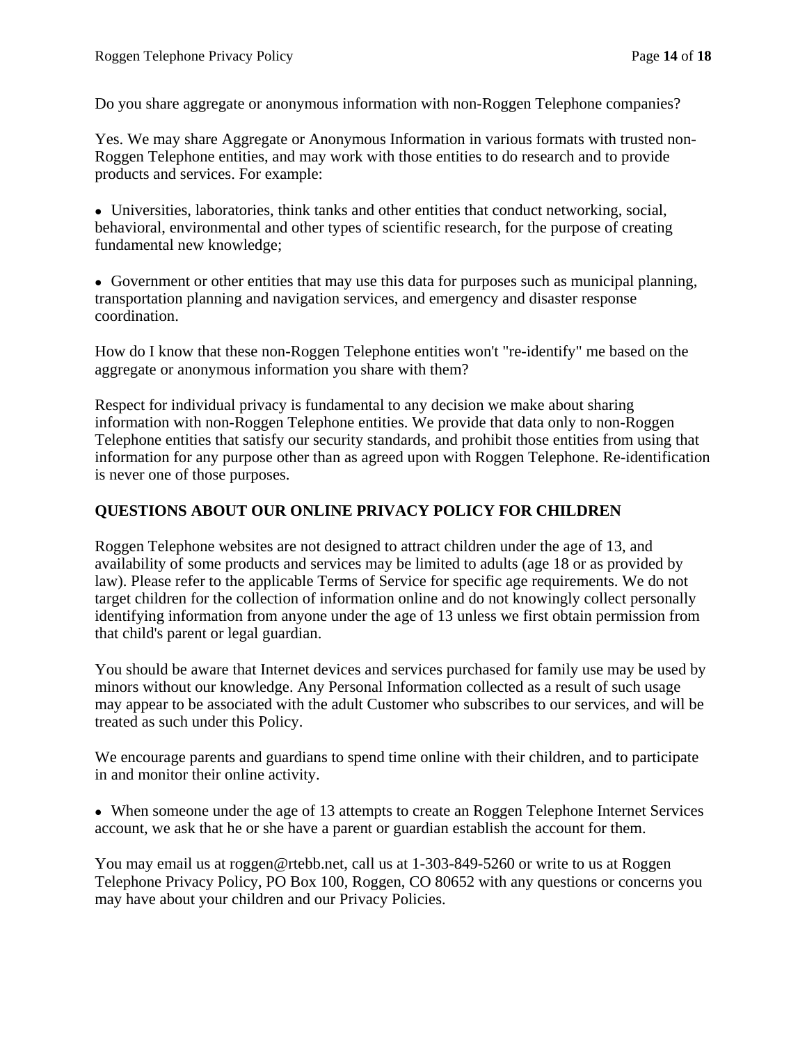Do you share aggregate or anonymous information with non-Roggen Telephone companies?

Yes. We may share Aggregate or Anonymous Information in various formats with trusted non-Roggen Telephone entities, and may work with those entities to do research and to provide products and services. For example:

- Universities, laboratories, think tanks and other entities that conduct networking, social, behavioral, environmental and other types of scientific research, for the purpose of creating fundamental new knowledge;

- Government or other entities that may use this data for purposes such as municipal planning, transportation planning and navigation services, and emergency and disaster response coordination.

How do I know that these non-Roggen Telephone entities won't "re-identify" me based on the aggregate or anonymous information you share with them?

Respect for individual privacy is fundamental to any decision we make about sharing information with non-Roggen Telephone entities. We provide that data only to non-Roggen Telephone entities that satisfy our security standards, and prohibit those entities from using that information for any purpose other than as agreed upon with Roggen Telephone. Re-identification is never one of those purposes.

## QUESTIONS ABOUT OUR ONLINE PRIVACY POLICY FOR CHILDREN

Roggen Telephone websites are not designed to attract children under the age of 13, and availability of some products and services may be limited to adults (age 18 or as provided by law). Please refer to the applicable Terms of Service for specific age requirements. We do not target children for the collection of information online and do not knowingly collect personally identifying information from anyone under the age of 13 unless we first obtain permission from that child's parent or legal guardian.

You should be aware that Internet devices and services purchased for family use may be used by minors without our knowledge. Any Personal Information collected as a result of such usage may appear to be associated with the adult Customer who subscribes to our services, and will be treated as such under this Policy.

We encourage parents and guardians to spend time online with their children, and to participate in and monitor their online activity.

- When someone under the age of 13 attempts to create an Roggen Telephone Internet Services account, we ask that he or she have a parent or guardian establish the account for them.

You may email us at roggen@rtebb.net, call us at 1-303-849-5260 or write to us at Roggen Telephone Privacy Policy, PO Box 100, Roggen, CO 80652 with any questions or concerns you may have about your children and our Privacy Policies.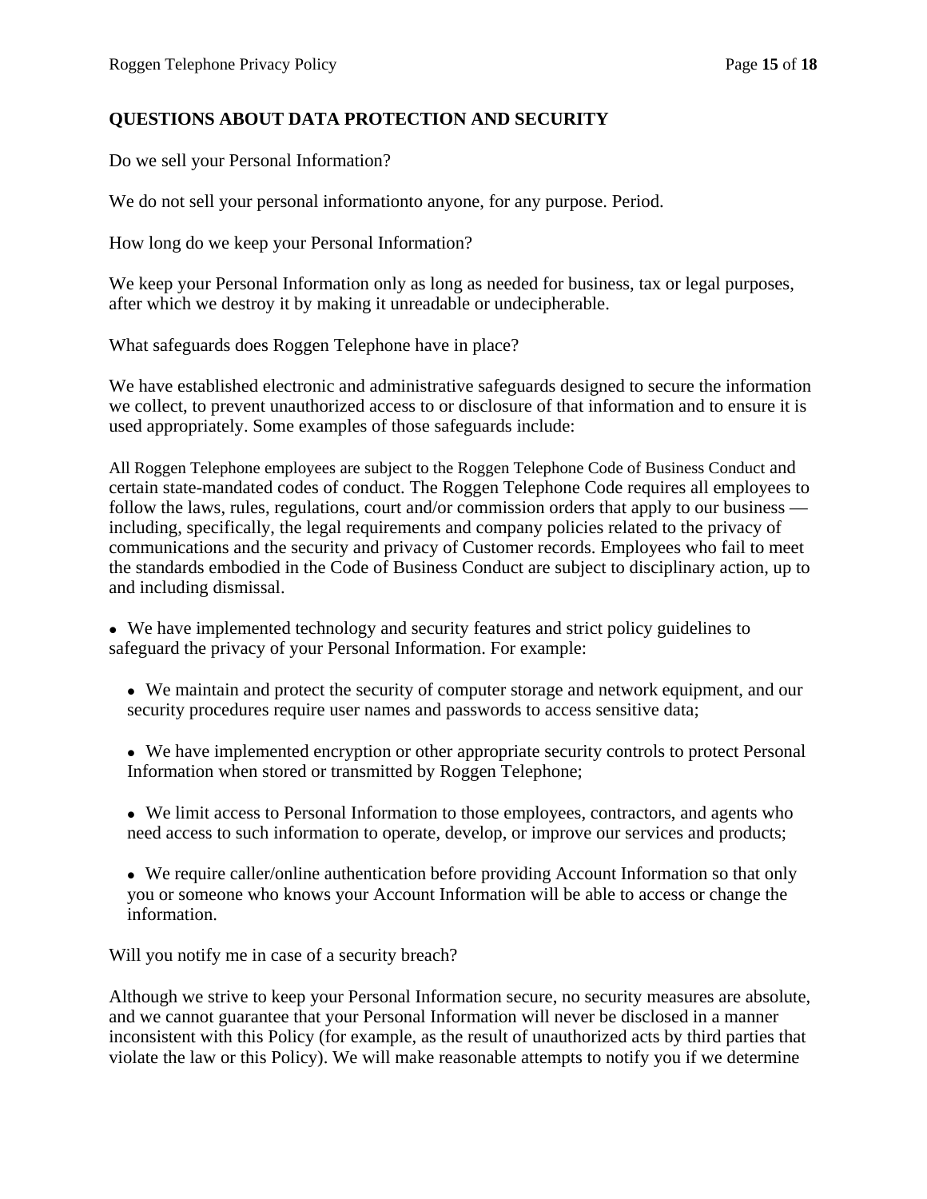## QUESTIONS ABOUT DATA PROTECTION AND SECURITY

Do we sell your Personal Information?

We do not sell your personal informationto anyone, for any purpose. Period.

How long do we keep your Personal Information?

We keep your Personal Information only as long as needed for business, tax or legal purposes, after which we destroy it by making it unreadable or undecipherable.

What safeguards does Roggen Telephone have in place?

We have established electronic and administrative safeguards designed to secure the information we collect, to prevent unauthorized access to or disclosure of that information and to ensure it is used appropriately. Some examples of those safeguards include:

All Roggen Telephone employees are subject to the Roggen Telephone Code of Business Conduct and certain state-mandated codes of conduct. The Roggen Telephone Code requires all employees to follow the laws, rules, regulations, court and/or commission orders that apply to our business — including, specifically, the legal requirements and company policies related to the privacy of communications and the security and privacy of Customer records. Employees who fail to meet the standards embodied in the Code of Business Conduct are subject to disciplinary action, up to and including dismissal.

- We have implemented technology and security features and strict policy guidelines to safeguard the privacy of your Personal Information. For example:
  - We maintain and protect the security of computer storage and network equipment, and our security procedures require user names and passwords to access sensitive data;
  - We have implemented encryption or other appropriate security controls to protect Personal Information when stored or transmitted by Roggen Telephone;
  - We limit access to Personal Information to those employees, contractors, and agents who need access to such information to operate, develop, or improve our services and products;
  - We require caller/online authentication before providing Account Information so that only you or someone who knows your Account Information will be able to access or change the information.

Will you notify me in case of a security breach?

Although we strive to keep your Personal Information secure, no security measures are absolute, and we cannot guarantee that your Personal Information will never be disclosed in a manner inconsistent with this Policy (for example, as the result of unauthorized acts by third parties that violate the law or this Policy). We will make reasonable attempts to notify you if we determine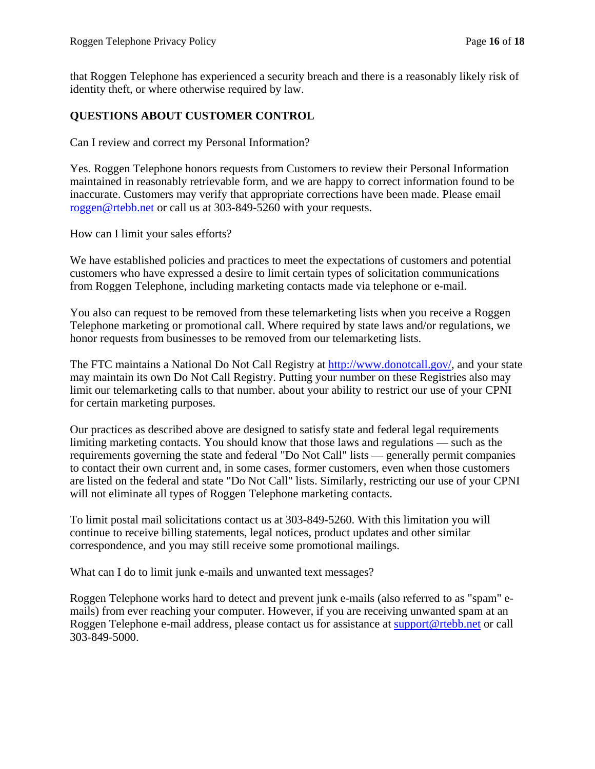that Roggen Telephone has experienced a security breach and there is a reasonably likely risk of identity theft, or where otherwise required by law.

## QUESTIONS ABOUT CUSTOMER CONTROL

Can I review and correct my Personal Information?

Yes. Roggen Telephone honors requests from Customers to review their Personal Information maintained in reasonably retrievable form, and we are happy to correct information found to be inaccurate. Customers may verify that appropriate corrections have been made. Please email [roggen@rtebb.net](mailto:roggen@rtebb.net) or call us at 303-849-5260 with your requests.

How can I limit your sales efforts?

We have established policies and practices to meet the expectations of customers and potential customers who have expressed a desire to limit certain types of solicitation communications from Roggen Telephone, including marketing contacts made via telephone or e-mail.

You also can request to be removed from these telemarketing lists when you receive a Roggen Telephone marketing or promotional call. Where required by state laws and/or regulations, we honor requests from businesses to be removed from our telemarketing lists.

The FTC maintains a National Do Not Call Registry at [http://www.donotcall.gov/](http://www.donotcall.gov/), and your state may maintain its own Do Not Call Registry. Putting your number on these Registries also may limit our telemarketing calls to that number. about your ability to restrict our use of your CPNI for certain marketing purposes.

Our practices as described above are designed to satisfy state and federal legal requirements limiting marketing contacts. You should know that those laws and regulations — such as the requirements governing the state and federal "Do Not Call" lists — generally permit companies to contact their own current and, in some cases, former customers, even when those customers are listed on the federal and state "Do Not Call" lists. Similarly, restricting our use of your CPNI will not eliminate all types of Roggen Telephone marketing contacts.

To limit postal mail solicitations contact us at 303-849-5260. With this limitation you will continue to receive billing statements, legal notices, product updates and other similar correspondence, and you may still receive some promotional mailings.

What can I do to limit junk e-mails and unwanted text messages?

Roggen Telephone works hard to detect and prevent junk e-mails (also referred to as "spam" e-mails) from ever reaching your computer. However, if you are receiving unwanted spam at an Roggen Telephone e-mail address, please contact us for assistance at [support@rtebb.net](mailto:support@rtebb.net) or call 303-849-5000.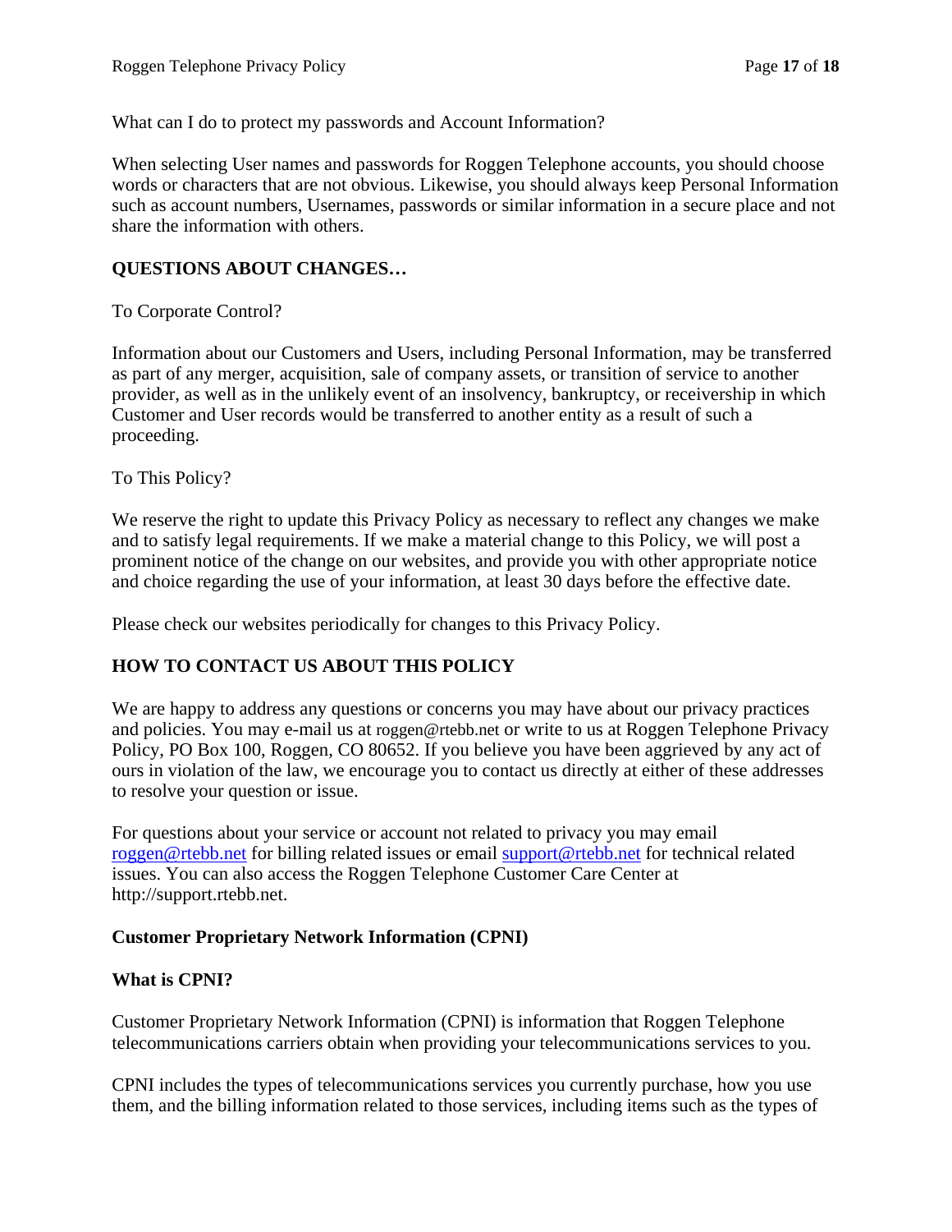What can I do to protect my passwords and Account Information?

When selecting User names and passwords for Roggen Telephone accounts, you should choose words or characters that are not obvious. Likewise, you should always keep Personal Information such as account numbers, Usernames, passwords or similar information in a secure place and not share the information with others.

**QUESTIONS ABOUT CHANGES…**

To Corporate Control?

Information about our Customers and Users, including Personal Information, may be transferred as part of any merger, acquisition, sale of company assets, or transition of service to another provider, as well as in the unlikely event of an insolvency, bankruptcy, or receivership in which Customer and User records would be transferred to another entity as a result of such a proceeding.

To This Policy?

We reserve the right to update this Privacy Policy as necessary to reflect any changes we make and to satisfy legal requirements. If we make a material change to this Policy, we will post a prominent notice of the change on our websites, and provide you with other appropriate notice and choice regarding the use of your information, at least 30 days before the effective date.

Please check our websites periodically for changes to this Privacy Policy.

**HOW TO CONTACT US ABOUT THIS POLICY**

We are happy to address any questions or concerns you may have about our privacy practices and policies. You may e-mail us at roggen@rtebb.net or write to us at Roggen Telephone Privacy Policy, PO Box 100, Roggen, CO 80652. If you believe you have been aggrieved by any act of ours in violation of the law, we encourage you to contact us directly at either of these addresses to resolve your question or issue.

For questions about your service or account not related to privacy you may email roggen@rtebb.net for billing related issues or email support@rtebb.net for technical related issues. You can also access the Roggen Telephone Customer Care Center at http://support.rtebb.net.

**Customer Proprietary Network Information (CPNI)**

**What is CPNI?**

Customer Proprietary Network Information (CPNI) is information that Roggen Telephone telecommunications carriers obtain when providing your telecommunications services to you.

CPNI includes the types of telecommunications services you currently purchase, how you use them, and the billing information related to those services, including items such as the types of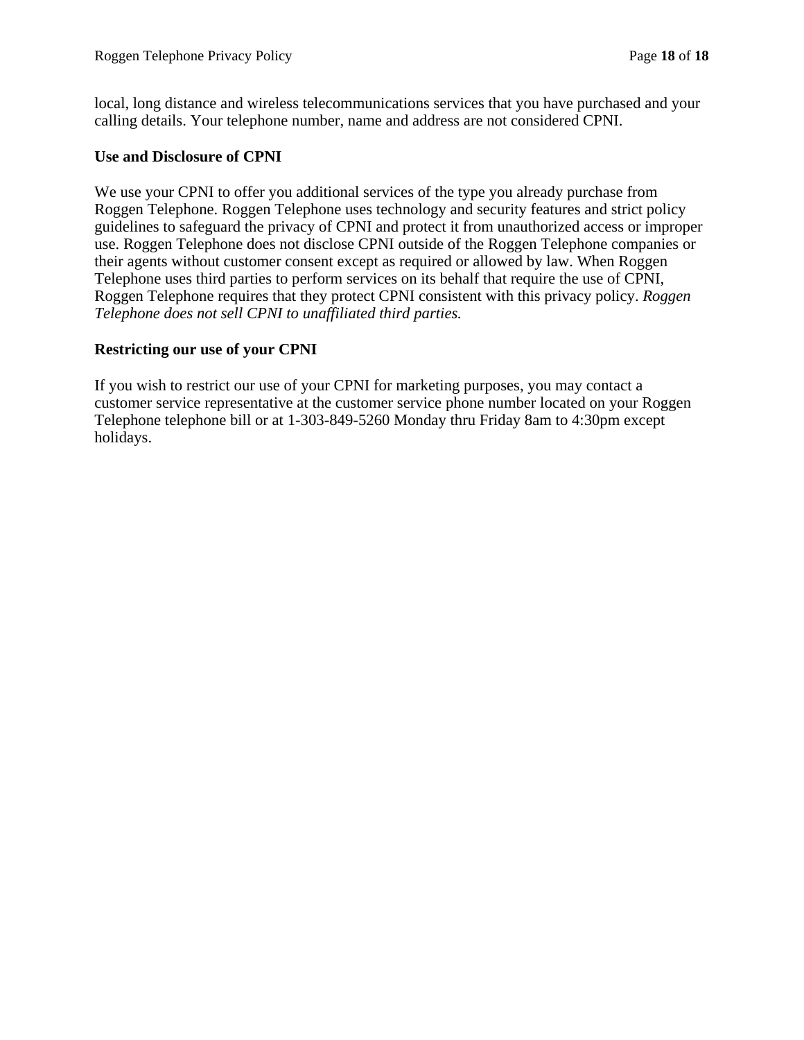local, long distance and wireless telecommunications services that you have purchased and your calling details. Your telephone number, name and address are not considered CPNI.

**Use and Disclosure of CPNI**

We use your CPNI to offer you additional services of the type you already purchase from Roggen Telephone. Roggen Telephone uses technology and security features and strict policy guidelines to safeguard the privacy of CPNI and protect it from unauthorized access or improper use. Roggen Telephone does not disclose CPNI outside of the Roggen Telephone companies or their agents without customer consent except as required or allowed by law. When Roggen Telephone uses third parties to perform services on its behalf that require the use of CPNI, Roggen Telephone requires that they protect CPNI consistent with this privacy policy. *Roggen Telephone does not sell CPNI to unaffiliated third parties.*

**Restricting our use of your CPNI**

If you wish to restrict our use of your CPNI for marketing purposes, you may contact a customer service representative at the customer service phone number located on your Roggen Telephone telephone bill or at 1-303-849-5260 Monday thru Friday 8am to 4:30pm except holidays.